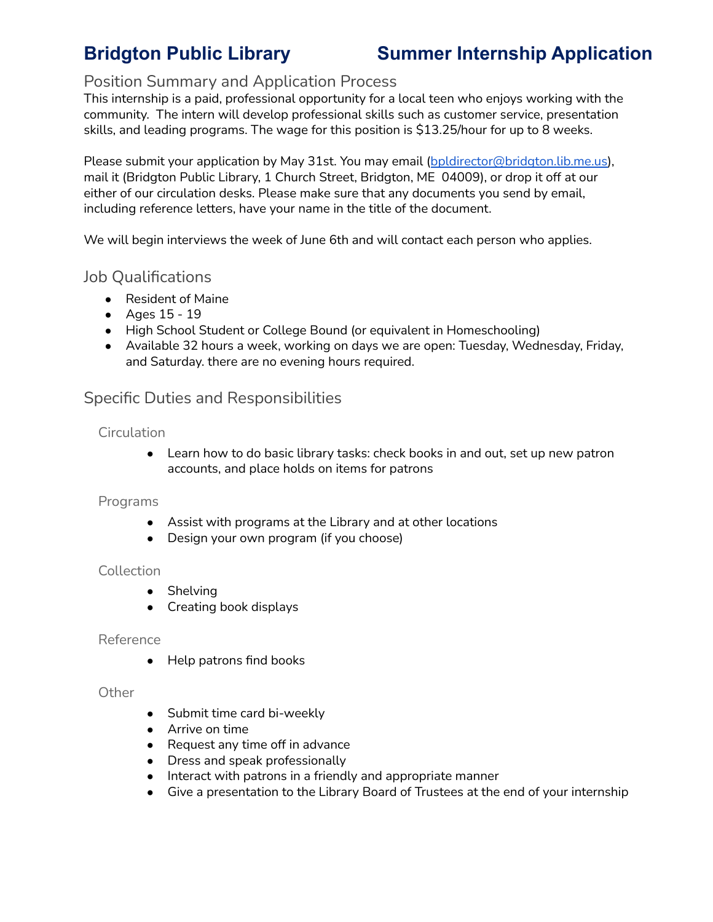# Bridgton Public Library Summer Internship Application

## Position Summary and Application Process

This internship is a paid, professional opportunity for a local teen who enjoys working with the community. The intern will develop professional skills such as customer service, presentation skills, and leading programs. The wage for this position is $13.25/hour for up to 8 weeks.

Please submit your application by May 31st. You may email (bpldirector@bridgton.lib.me.us), mail it (Bridgton Public Library, 1 Church Street, Bridgton, ME 04009), or drop it off at our either of our circulation desks. Please make sure that any documents you send by email, including reference letters, have your name in the title of the document.

We will begin interviews the week of June 6th and will contact each person who applies.

## Job Qualifications

- Resident of Maine
- Ages 15 - 19
- High School Student or College Bound (or equivalent in Homeschooling)
- Available 32 hours a week, working on days we are open: Tuesday, Wednesday, Friday, and Saturday. there are no evening hours required.

## Specific Duties and Responsibilities

### Circulation

- Learn how to do basic library tasks: check books in and out, set up new patron accounts, and place holds on items for patrons

### Programs

- Assist with programs at the Library and at other locations
- Design your own program (if you choose)

### Collection

- Shelving
- Creating book displays

### Reference

- Help patrons find books

### Other

- Submit time card bi-weekly
- Arrive on time
- Request any time off in advance
- Dress and speak professionally
- Interact with patrons in a friendly and appropriate manner
- Give a presentation to the Library Board of Trustees at the end of your internship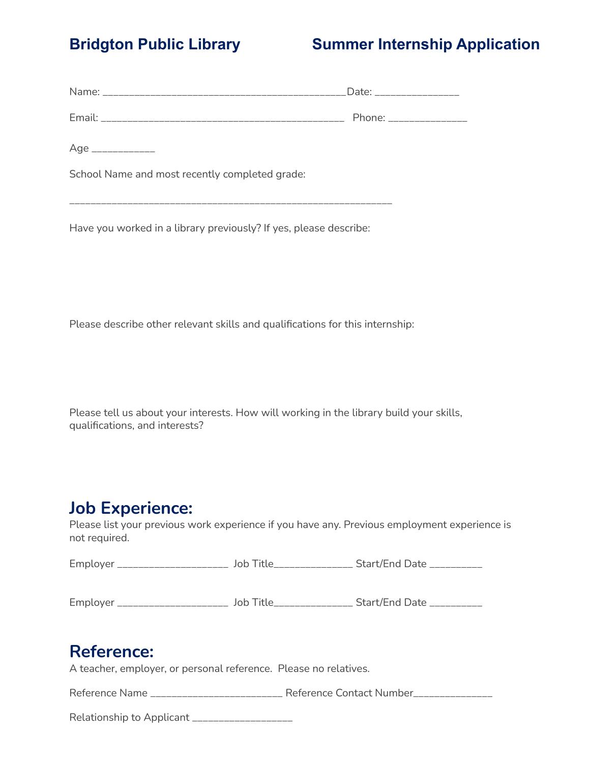**Bridgton Public Library** **Summer Internship Application**

Name: ___________________________________________Date: _______________

Email: ___________________________________________ Phone: ______________

Age ___________

School Name and most recently completed grade:

__________________________________________________________

Have you worked in a library previously? If yes, please describe:

Please describe other relevant skills and qualifications for this internship:

Please tell us about your interests. How will working in the library build your skills, qualifications, and interests?

## Job Experience:

Please list your previous work experience if you have any. Previous employment experience is not required.

Employer ____________________ Job Title______________ Start/End Date _________

Employer ____________________ Job Title______________ Start/End Date _________

## Reference:

A teacher, employer, or personal reference. Please no relatives.

Reference Name ________________________ Reference Contact Number______________

Relationship to Applicant __________________